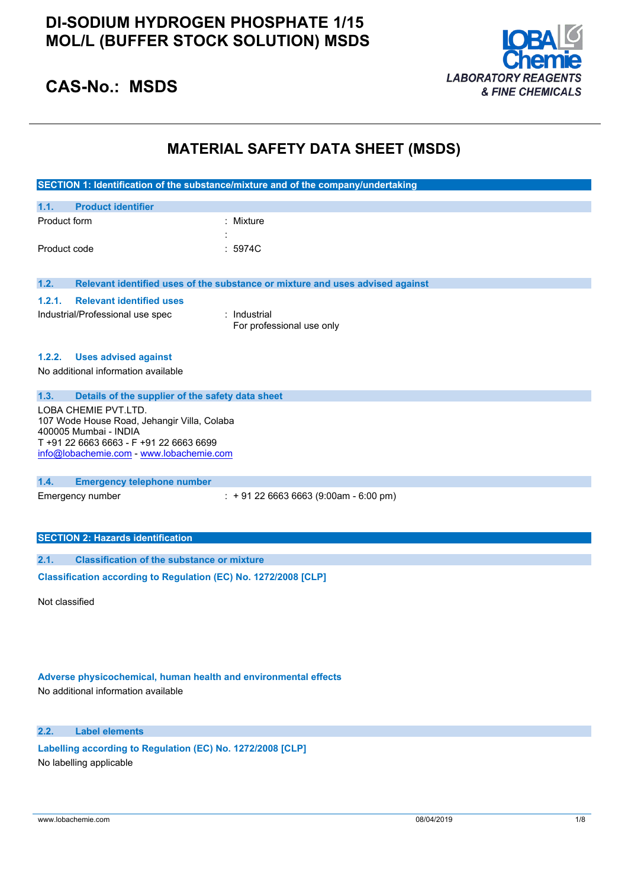# DI-SODIUM HYDROGEN PHOSPHATE 1/15 MOL/L (BUFFER STOCK SOLUTION) MSDS

## CAS-No.: MSDS

LOBA Chemie
*LABORATORY REAGENTS & FINE CHEMICALS*

# MATERIAL SAFETY DATA SHEET (MSDS)

## SECTION 1: Identification of the substance/mixture and of the company/undertaking

### 1.1. Product identifier

Product form : Mixture

:

Product code : 5974C

### 1.2. Relevant identified uses of the substance or mixture and uses advised against

#### 1.2.1. Relevant identified uses

Industrial/Professional use spec : Industrial
For professional use only

#### 1.2.2. Uses advised against

No additional information available

### 1.3. Details of the supplier of the safety data sheet

LOBA CHEMIE PVT.LTD.
107 Wode House Road, Jehangir Villa, Colaba
400005 Mumbai - INDIA
T +91 22 6663 6663 - F +91 22 6663 6699
info@lobachemie.com - www.lobachemie.com

### 1.4. Emergency telephone number

Emergency number : + 91 22 6663 6663 (9:00am - 6:00 pm)

## SECTION 2: Hazards identification

### 2.1. Classification of the substance or mixture

**Classification according to Regulation (EC) No. 1272/2008 [CLP]**

Not classified

**Adverse physicochemical, human health and environmental effects**

No additional information available

### 2.2. Label elements

**Labelling according to Regulation (EC) No. 1272/2008 [CLP]**

No labelling applicable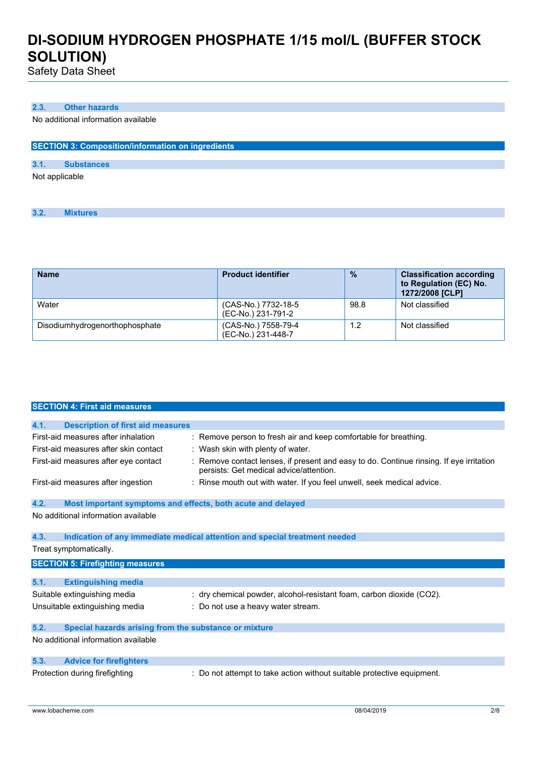### 2.3. Other hazards

No additional information available

## SECTION 3: Composition/information on ingredients

### 3.1. Substances

Not applicable

### 3.2. Mixtures

| Name | Product identifier | % | Classification according to Regulation (EC) No. 1272/2008 [CLP] |
|---|---|---|---|
| Water | (CAS-No.) 7732-18-5 (EC-No.) 231-791-2 | 98.8 | Not classified |
| Disodiumhydrogenorthophosphate | (CAS-No.) 7558-79-4 (EC-No.) 231-448-7 | 1.2 | Not classified |

## SECTION 4: First aid measures

### 4.1. Description of first aid measures

First-aid measures after inhalation : Remove person to fresh air and keep comfortable for breathing.

First-aid measures after skin contact : Wash skin with plenty of water.

First-aid measures after eye contact : Remove contact lenses, if present and easy to do. Continue rinsing. If eye irritation persists: Get medical advice/attention.

First-aid measures after ingestion : Rinse mouth out with water. If you feel unwell, seek medical advice.

### 4.2. Most important symptoms and effects, both acute and delayed

No additional information available

### 4.3. Indication of any immediate medical attention and special treatment needed

Treat symptomatically.

## SECTION 5: Firefighting measures

### 5.1. Extinguishing media

Suitable extinguishing media : dry chemical powder, alcohol-resistant foam, carbon dioxide ($CO_2$).

Unsuitable extinguishing media : Do not use a heavy water stream.

### 5.2. Special hazards arising from the substance or mixture

No additional information available

### 5.3. Advice for firefighters

Protection during firefighting : Do not attempt to take action without suitable protective equipment.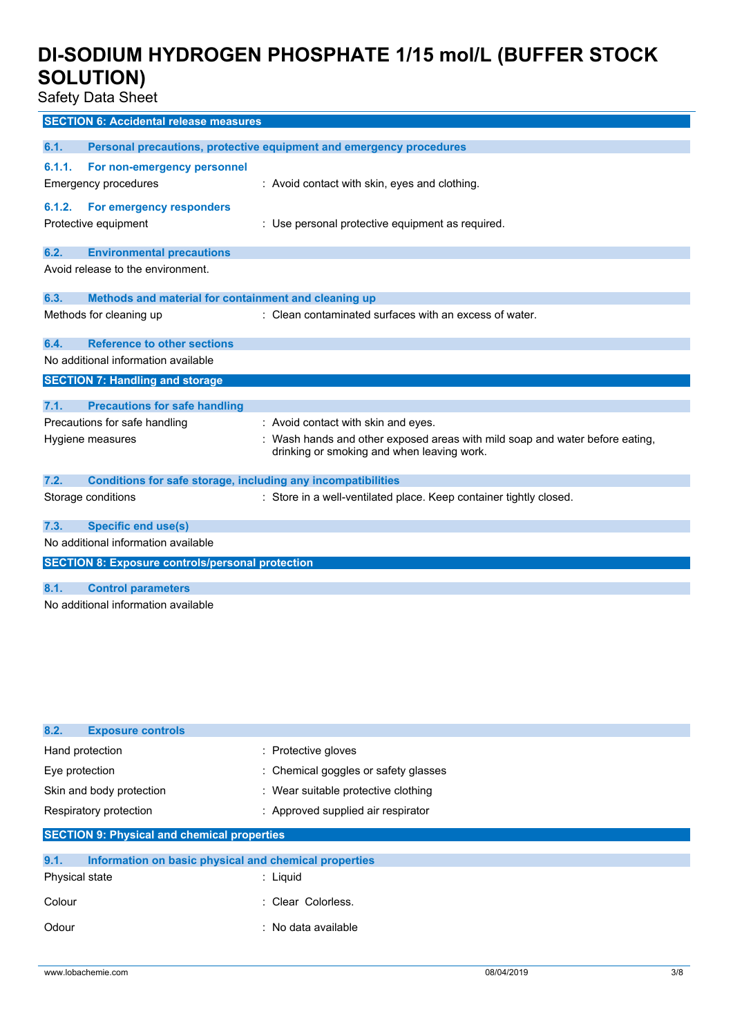## SECTION 6: Accidental release measures

### 6.1. Personal precautions, protective equipment and emergency procedures

#### 6.1.1. For non-emergency personnel

Emergency procedures : Avoid contact with skin, eyes and clothing.

#### 6.1.2. For emergency responders

Protective equipment : Use personal protective equipment as required.

### 6.2. Environmental precautions

Avoid release to the environment.

### 6.3. Methods and material for containment and cleaning up

Methods for cleaning up : Clean contaminated surfaces with an excess of water.

### 6.4. Reference to other sections

No additional information available

## SECTION 7: Handling and storage

### 7.1. Precautions for safe handling

Precautions for safe handling : Avoid contact with skin and eyes.

Hygiene measures : Wash hands and other exposed areas with mild soap and water before eating, drinking or smoking and when leaving work.

### 7.2. Conditions for safe storage, including any incompatibilities

Storage conditions : Store in a well-ventilated place. Keep container tightly closed.

### 7.3. Specific end use(s)

No additional information available

## SECTION 8: Exposure controls/personal protection

### 8.1. Control parameters

No additional information available

### 8.2. Exposure controls

Hand protection : Protective gloves

Eye protection : Chemical goggles or safety glasses

Skin and body protection : Wear suitable protective clothing

Respiratory protection : Approved supplied air respirator

## SECTION 9: Physical and chemical properties

### 9.1. Information on basic physical and chemical properties

Physical state : Liquid

Colour : Clear Colorless.

Odour : No data available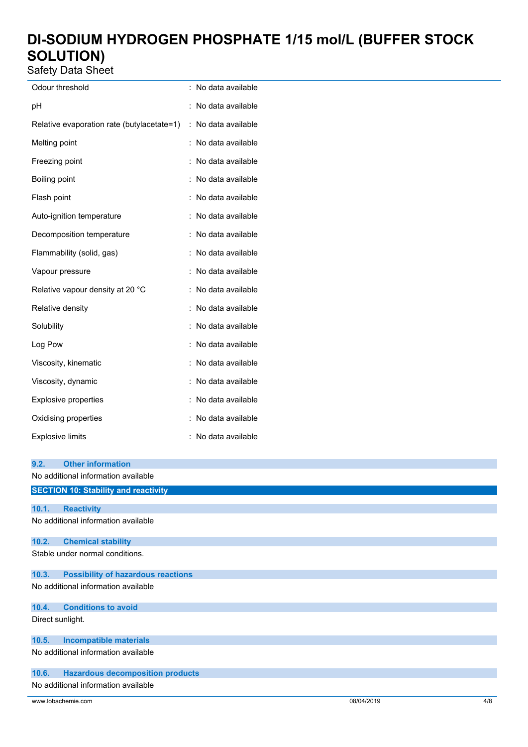| | |
|---|---|
| Odour threshold | : No data available |
| pH | : No data available |
| Relative evaporation rate (butylacetate=1) | : No data available |
| Melting point | : No data available |
| Freezing point | : No data available |
| Boiling point | : No data available |
| Flash point | : No data available |
| Auto-ignition temperature | : No data available |
| Decomposition temperature | : No data available |
| Flammability (solid, gas) | : No data available |
| Vapour pressure | : No data available |
| Relative vapour density at 20 °C | : No data available |
| Relative density | : No data available |
| Solubility | : No data available |
| Log Pow | : No data available |
| Viscosity, kinematic | : No data available |
| Viscosity, dynamic | : No data available |
| Explosive properties | : No data available |
| Oxidising properties | : No data available |
| Explosive limits | : No data available |

### 9.2. Other information

No additional information available

## SECTION 10: Stability and reactivity

### 10.1. Reactivity

No additional information available

### 10.2. Chemical stability

Stable under normal conditions.

### 10.3. Possibility of hazardous reactions

No additional information available

### 10.4. Conditions to avoid

Direct sunlight.

### 10.5. Incompatible materials

No additional information available

### 10.6. Hazardous decomposition products

No additional information available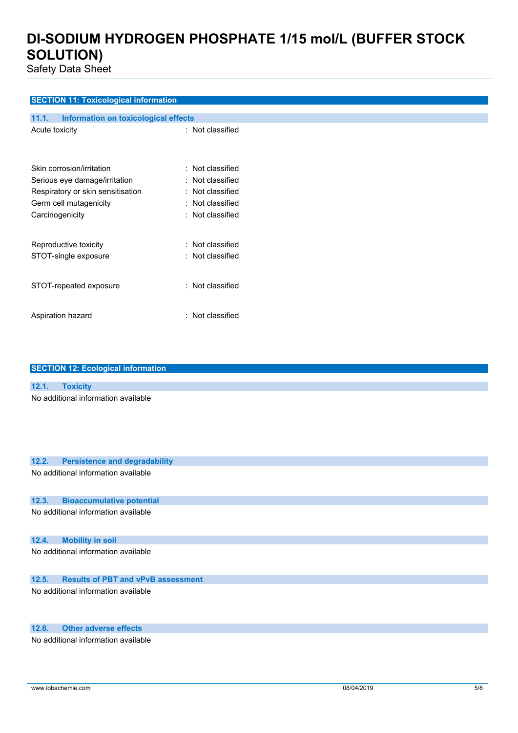## SECTION 11: Toxicological information

### 11.1. Information on toxicological effects

| | |
|---|---|
| Acute toxicity | : Not classified |
| Skin corrosion/irritation | : Not classified |
| Serious eye damage/irritation | : Not classified |
| Respiratory or skin sensitisation | : Not classified |
| Germ cell mutagenicity | : Not classified |
| Carcinogenicity | : Not classified |
| Reproductive toxicity | : Not classified |
| STOT-single exposure | : Not classified |
| STOT-repeated exposure | : Not classified |
| Aspiration hazard | : Not classified |

## SECTION 12: Ecological information

### 12.1. Toxicity

No additional information available

### 12.2. Persistence and degradability

No additional information available

### 12.3. Bioaccumulative potential

No additional information available

### 12.4. Mobility in soil

No additional information available

### 12.5. Results of PBT and vPvB assessment

No additional information available

### 12.6. Other adverse effects

No additional information available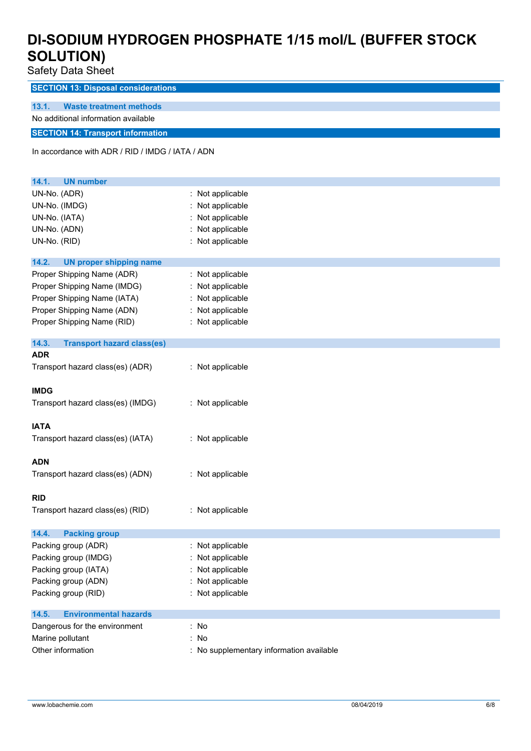## SECTION 13: Disposal considerations

### 13.1. Waste treatment methods

No additional information available

## SECTION 14: Transport information

In accordance with ADR / RID / IMDG / IATA / ADN

### 14.1. UN number

| | |
|---|---|
| UN-No. (ADR) | : Not applicable |
| UN-No. (IMDG) | : Not applicable |
| UN-No. (IATA) | : Not applicable |
| UN-No. (ADN) | : Not applicable |
| UN-No. (RID) | : Not applicable |

### 14.2. UN proper shipping name

| | |
|---|---|
| Proper Shipping Name (ADR) | : Not applicable |
| Proper Shipping Name (IMDG) | : Not applicable |
| Proper Shipping Name (IATA) | : Not applicable |
| Proper Shipping Name (ADN) | : Not applicable |
| Proper Shipping Name (RID) | : Not applicable |

### 14.3. Transport hazard class(es)

**ADR**

Transport hazard class(es) (ADR) : Not applicable

**IMDG**

Transport hazard class(es) (IMDG) : Not applicable

**IATA**

Transport hazard class(es) (IATA) : Not applicable

**ADN**

Transport hazard class(es) (ADN) : Not applicable

**RID**

Transport hazard class(es) (RID) : Not applicable

### 14.4. Packing group

| | |
|---|---|
| Packing group (ADR) | : Not applicable |
| Packing group (IMDG) | : Not applicable |
| Packing group (IATA) | : Not applicable |
| Packing group (ADN) | : Not applicable |
| Packing group (RID) | : Not applicable |

### 14.5. Environmental hazards

| | |
|---|---|
| Dangerous for the environment | : No |
| Marine pollutant | : No |
| Other information | : No supplementary information available |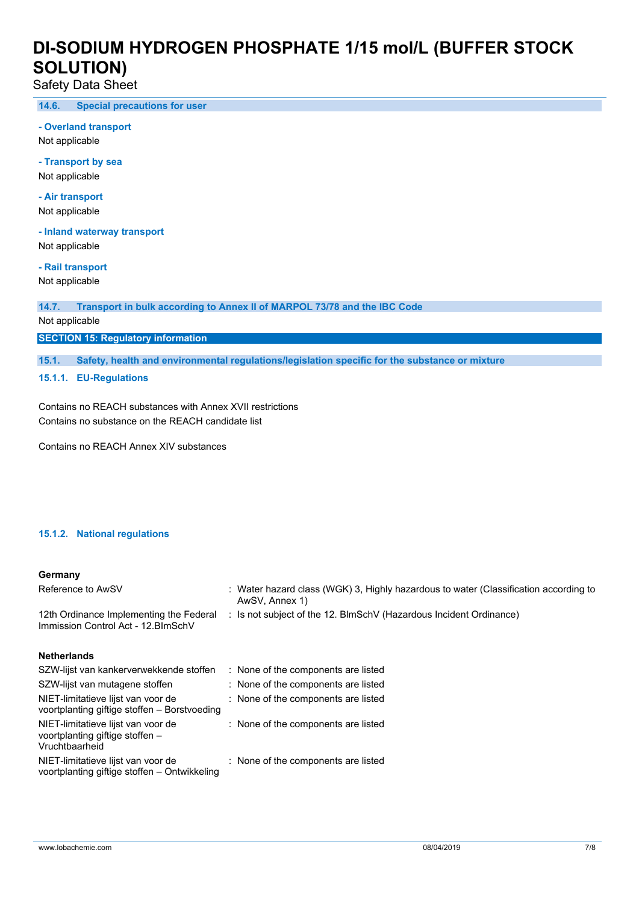### 14.6. Special precautions for user

**- Overland transport**

Not applicable

**- Transport by sea**

Not applicable

**- Air transport**

Not applicable

**- Inland waterway transport**

Not applicable

**- Rail transport**

Not applicable

### 14.7. Transport in bulk according to Annex II of MARPOL 73/78 and the IBC Code

Not applicable

## SECTION 15: Regulatory information

### 15.1. Safety, health and environmental regulations/legislation specific for the substance or mixture

#### 15.1.1. EU-Regulations

Contains no REACH substances with Annex XVII restrictions
Contains no substance on the REACH candidate list

Contains no REACH Annex XIV substances

#### 15.1.2. National regulations

**Germany**

| | |
|---|---|
| Reference to AwSV | : Water hazard class (WGK) 3, Highly hazardous to water (Classification according to AwSV, Annex 1) |
| 12th Ordinance Implementing the Federal Immission Control Act - 12.BImSchV | : Is not subject of the 12. BlmSchV (Hazardous Incident Ordinance) |

**Netherlands**

| | |
|---|---|
| SZW-lijst van kankerverwekkende stoffen | : None of the components are listed |
| SZW-lijst van mutagene stoffen | : None of the components are listed |
| NIET-limitatieve lijst van voor de voortplanting giftige stoffen – Borstvoeding | : None of the components are listed |
| NIET-limitatieve lijst van voor de voortplanting giftige stoffen – Vruchtbaarheid | : None of the components are listed |
| NIET-limitatieve lijst van voor de voortplanting giftige stoffen – Ontwikkeling | : None of the components are listed |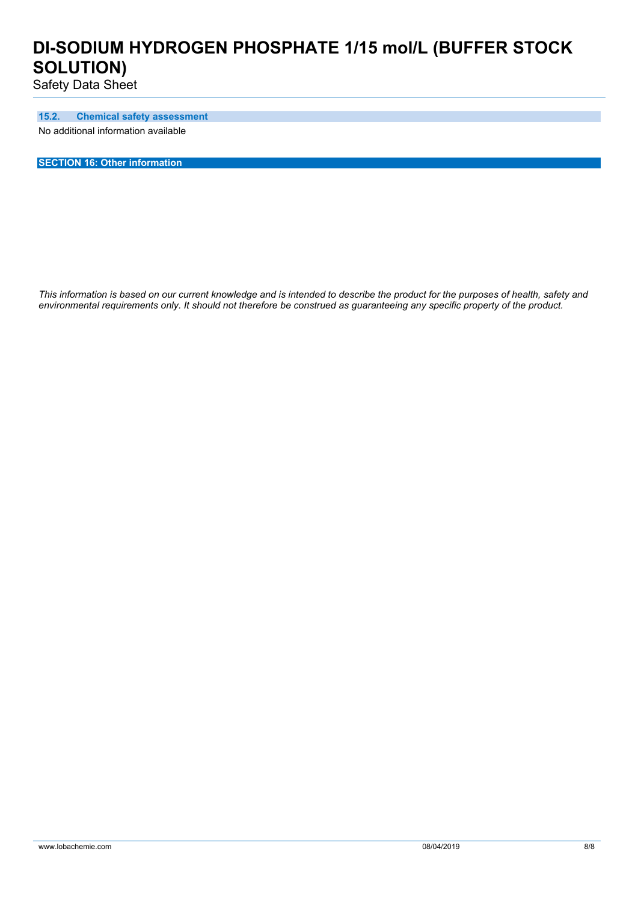### 15.2. Chemical safety assessment

No additional information available

## SECTION 16: Other information

*This information is based on our current knowledge and is intended to describe the product for the purposes of health, safety and environmental requirements only. It should not therefore be construed as guaranteeing any specific property of the product.*